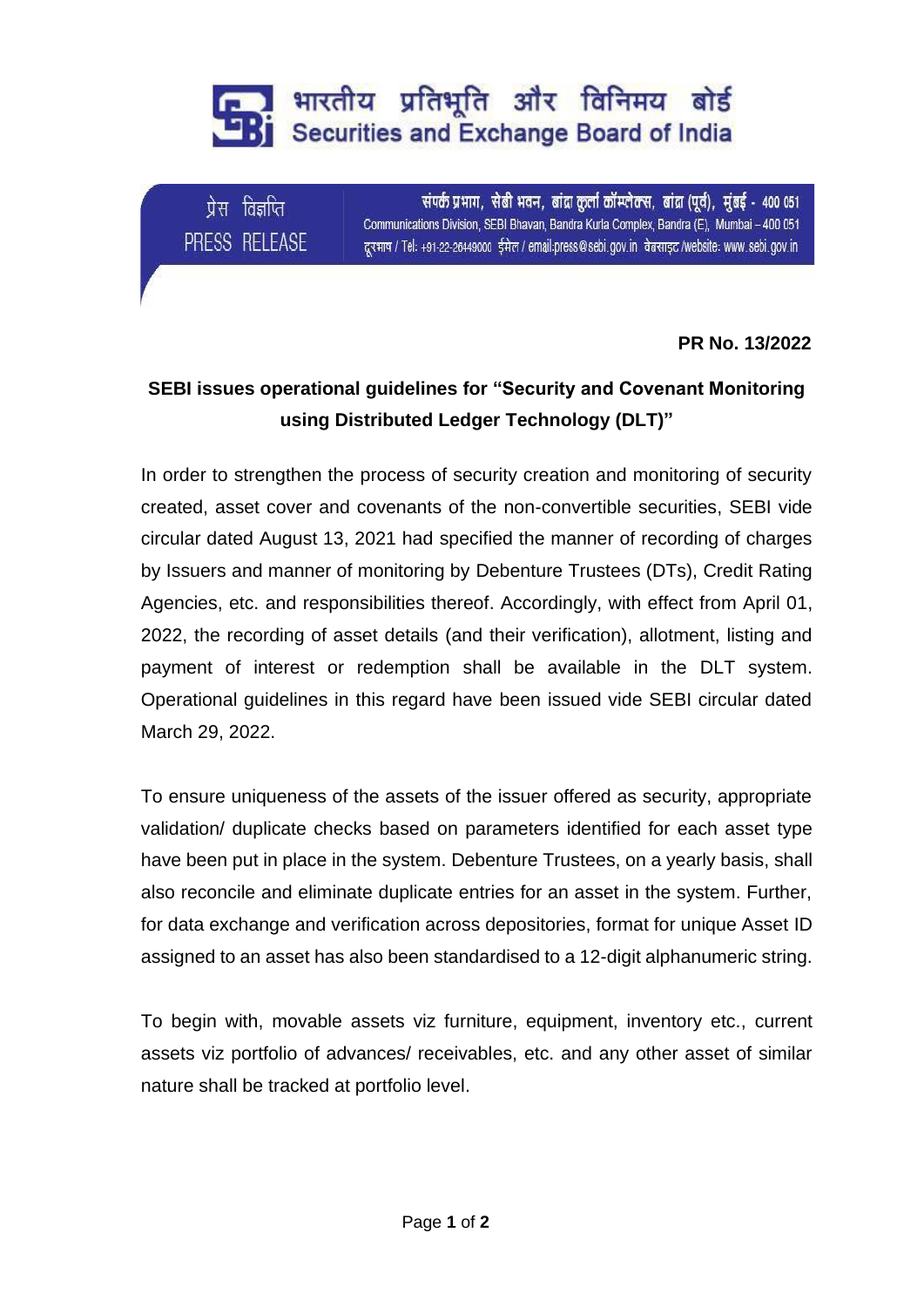भारतीय प्रतिभूति और विनिमय बोर्ड
Securities and Exchange Board of India

प्रेस विज्ञप्ति
PRESS RELEASE

संपर्क प्रभाग, सेबी भवन, बांद्रा कुर्ला कॉम्प्लेक्स, बांद्रा (पूर्व), मुंबई - 400 051
Communications Division, SEBI Bhavan, Bandra Kurla Complex, Bandra (E), Mumbai – 400 051
दूरभाष / Tel: +91-22-26449000 ईमेल / email:press@sebi.gov.in वेबसाइट /website: www.sebi.gov.in

**PR No. 13/2022**

## SEBI issues operational guidelines for "Security and Covenant Monitoring using Distributed Ledger Technology (DLT)"

In order to strengthen the process of security creation and monitoring of security created, asset cover and covenants of the non-convertible securities, SEBI vide circular dated August 13, 2021 had specified the manner of recording of charges by Issuers and manner of monitoring by Debenture Trustees (DTs), Credit Rating Agencies, etc. and responsibilities thereof. Accordingly, with effect from April 01, 2022, the recording of asset details (and their verification), allotment, listing and payment of interest or redemption shall be available in the DLT system. Operational guidelines in this regard have been issued vide SEBI circular dated March 29, 2022.

To ensure uniqueness of the assets of the issuer offered as security, appropriate validation/ duplicate checks based on parameters identified for each asset type have been put in place in the system. Debenture Trustees, on a yearly basis, shall also reconcile and eliminate duplicate entries for an asset in the system. Further, for data exchange and verification across depositories, format for unique Asset ID assigned to an asset has also been standardised to a 12-digit alphanumeric string.

To begin with, movable assets viz furniture, equipment, inventory etc., current assets viz portfolio of advances/ receivables, etc. and any other asset of similar nature shall be tracked at portfolio level.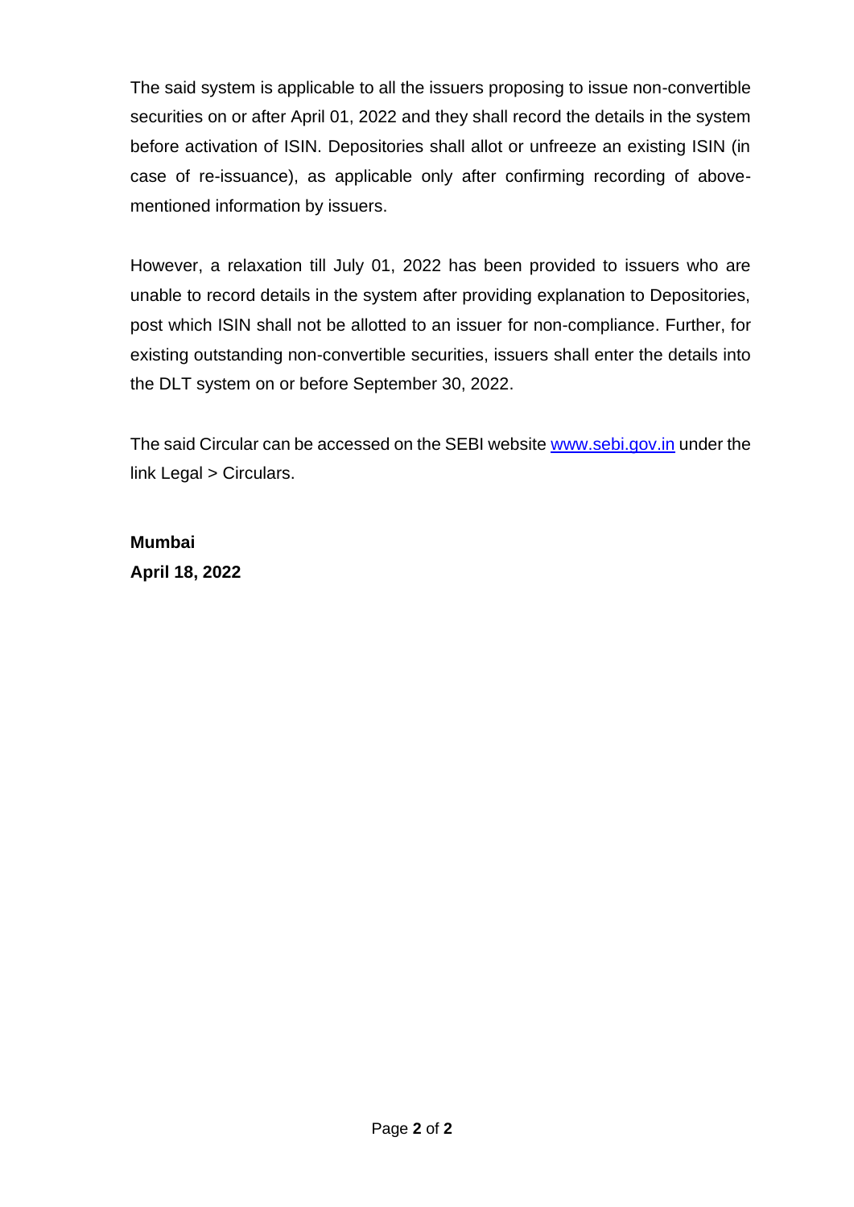The said system is applicable to all the issuers proposing to issue non-convertible securities on or after April 01, 2022 and they shall record the details in the system before activation of ISIN. Depositories shall allot or unfreeze an existing ISIN (in case of re-issuance), as applicable only after confirming recording of above-mentioned information by issuers.

However, a relaxation till July 01, 2022 has been provided to issuers who are unable to record details in the system after providing explanation to Depositories, post which ISIN shall not be allotted to an issuer for non-compliance. Further, for existing outstanding non-convertible securities, issuers shall enter the details into the DLT system on or before September 30, 2022.

The said Circular can be accessed on the SEBI website [www.sebi.gov.in](http://www.sebi.gov.in) under the link Legal > Circulars.

**Mumbai**
**April 18, 2022**